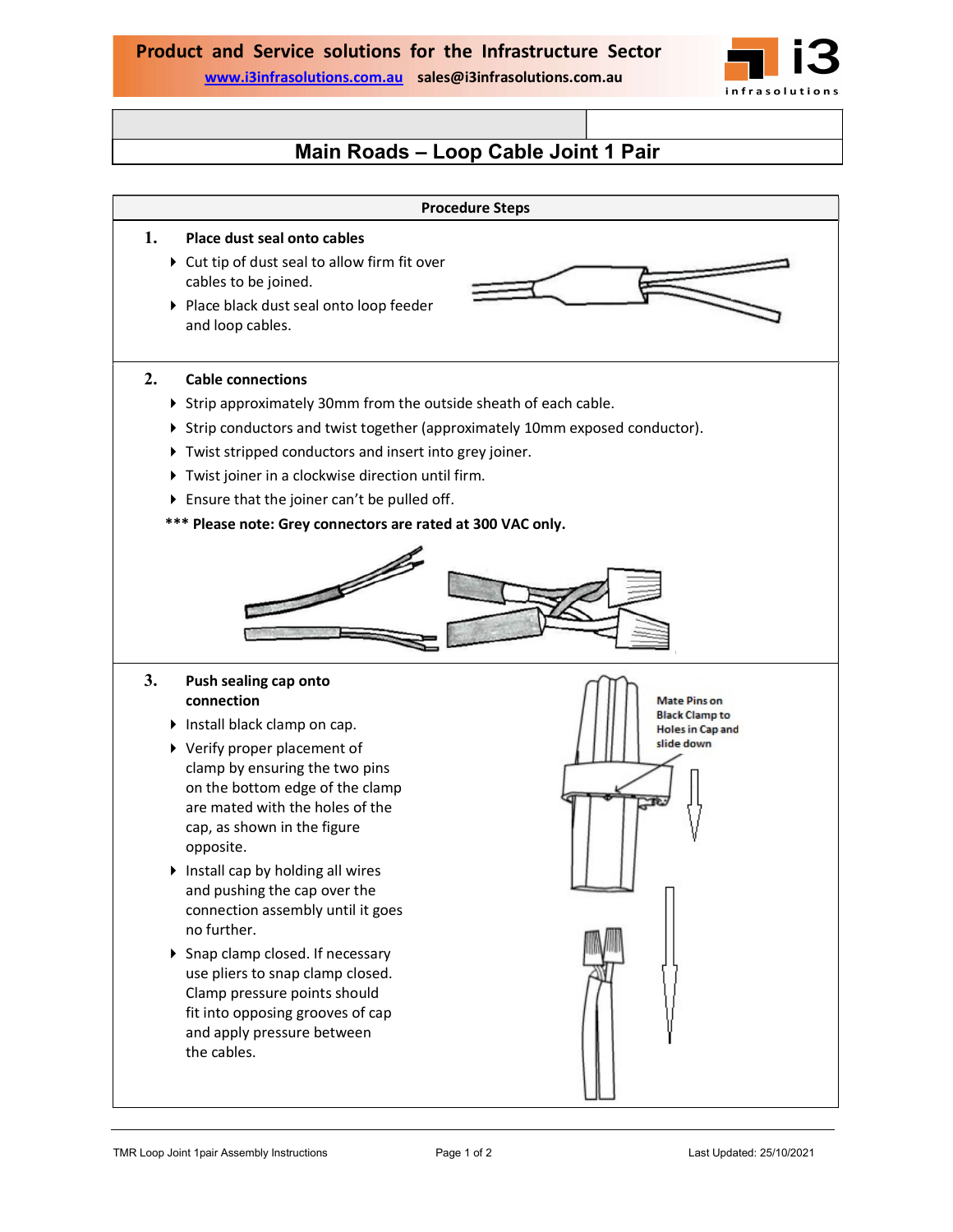Product and Service solutions for the Infrastructure Sector

www.i3infrasolutions.com.au sales@i3infrasolutions.com.au

# Main Roads – Loop Cable Joint 1 Pair

## Procedure Steps

### 1. Place dust seal onto cables

- Cut tip of dust seal to allow firm fit over cables to be joined.
- Place black dust seal onto loop feeder and loop cables.

### 2. Cable connections

- Strip approximately 30mm from the outside sheath of each cable.
- Strip conductors and twist together (approximately 10mm exposed conductor).
- Twist stripped conductors and insert into grey joiner.
- Twist joiner in a clockwise direction until firm.
- Ensure that the joiner can't be pulled off.

**\*\*\* Please note: Grey connectors are rated at 300 VAC only.**

### 3. Push sealing cap onto connection

- Install black clamp on cap.
- Verify proper placement of clamp by ensuring the two pins on the bottom edge of the clamp are mated with the holes of the cap, as shown in the figure opposite.
- Install cap by holding all wires and pushing the cap over the connection assembly until it goes no further.
- Snap clamp closed. If necessary use pliers to snap clamp closed. Clamp pressure points should fit into opposing grooves of cap and apply pressure between the cables.

Mate Pins on Black Clamp to Holes in Cap and slide down

TMR Loop Joint 1pair Assembly Instructions — Last Updated: 25/10/2021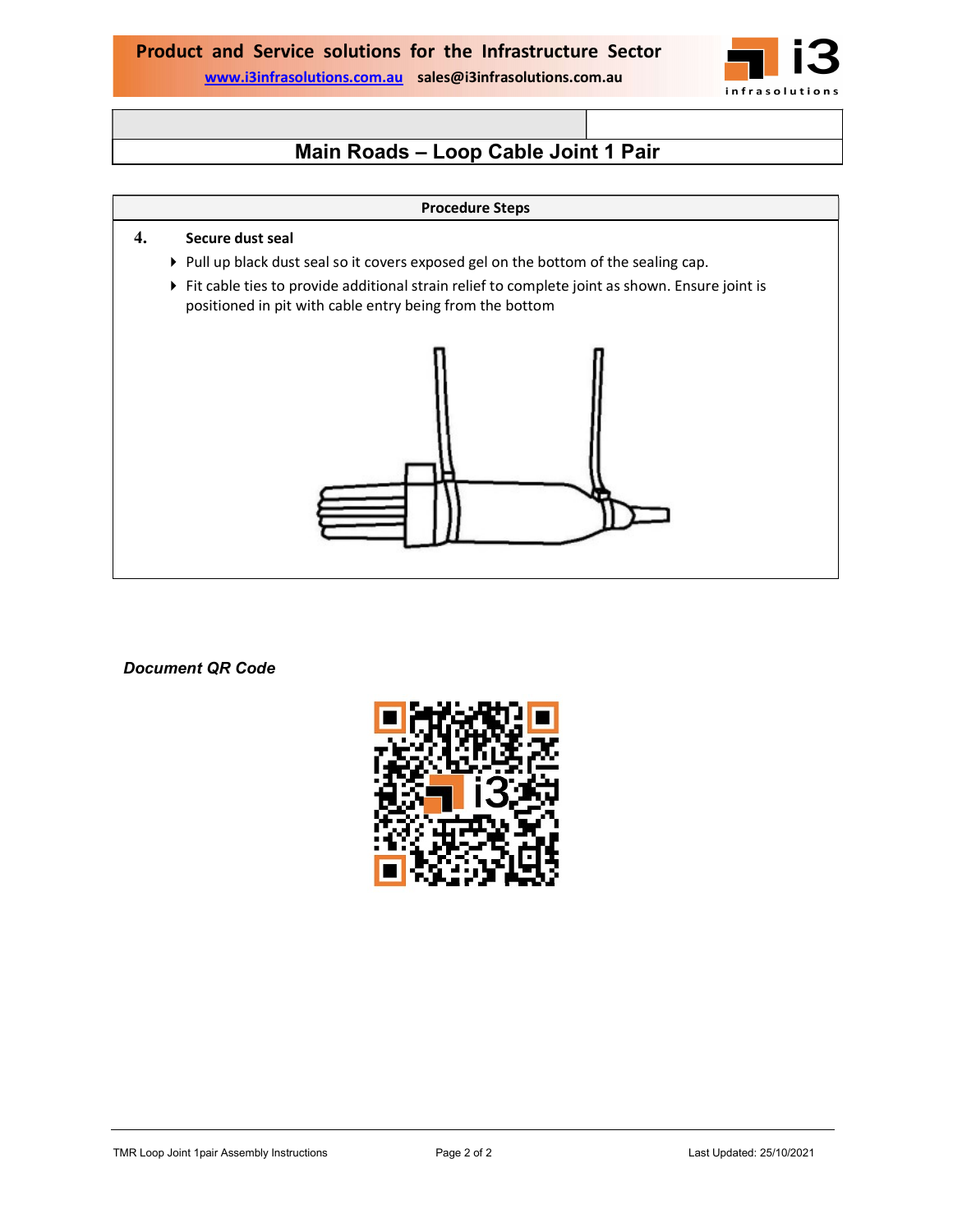Product and Service solutions for the Infrastructure Sector

www.i3infrasolutions.com.au sales@i3infrasolutions.com.au

# Main Roads – Loop Cable Joint 1 Pair

## Procedure Steps

**4. Secure dust seal**

- Pull up black dust seal so it covers exposed gel on the bottom of the sealing cap.
- Fit cable ties to provide additional strain relief to complete joint as shown. Ensure joint is positioned in pit with cable entry being from the bottom

***Document QR Code***

TMR Loop Joint 1pair Assembly Instructions

Last Updated: 25/10/2021